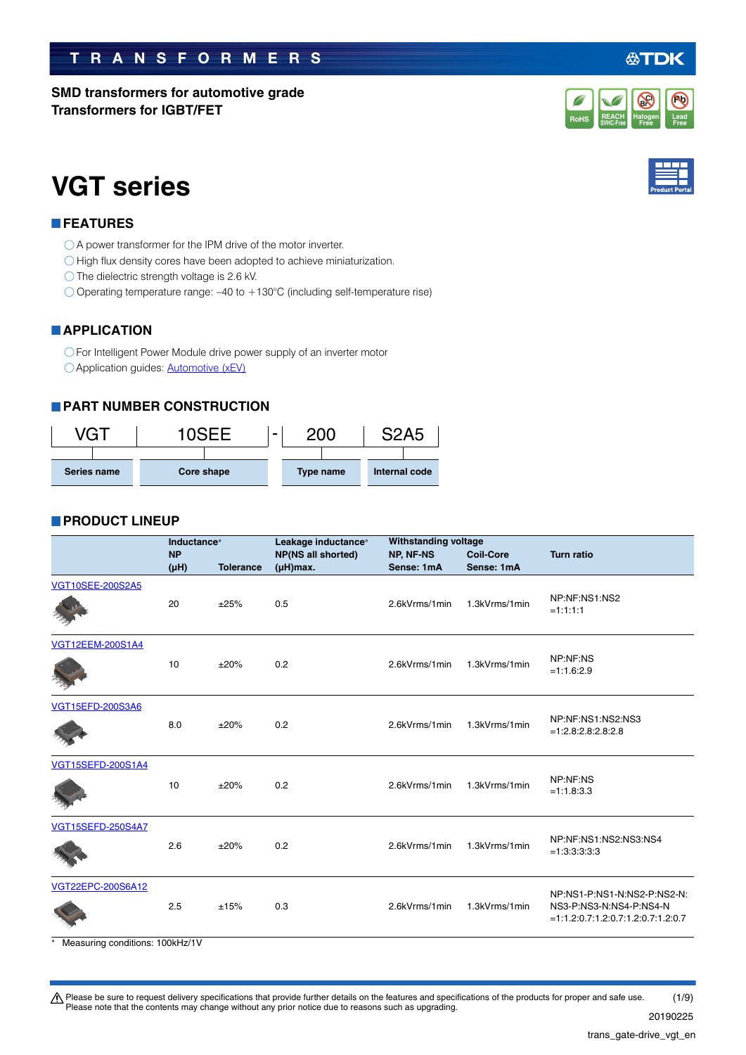TRANSFORMERS

**SMD transformers for automotive grade**
**Transformers for IGBT/FET**

# VGT series

## FEATURES

- A power transformer for the IPM drive of the motor inverter.
- High flux density cores have been adopted to achieve miniaturization.
- The dielectric strength voltage is 2.6 kV.
- Operating temperature range: –40 to +130°C (including self-temperature rise)

## APPLICATION

- For Intelligent Power Module drive power supply of an inverter motor
- Application guides: Automotive (xEV)

## PART NUMBER CONSTRUCTION

| VGT | 10SEE | - | 200 | S2A5 |
|---|---|---|---|---|
| Series name | Core shape | | Type name | Internal code |

## PRODUCT LINEUP

| | Inductance* NP (μH) | Tolerance | Leakage inductance* NP(NS all shorted) (μH)max. | Withstanding voltage NP, NF-NS Sense: 1mA | Coil-Core Sense: 1mA | Turn ratio |
|---|---|---|---|---|---|---|
| VGT10SEE-200S2A5 | 20 | ±25% | 0.5 | 2.6kVrms/1min | 1.3kVrms/1min | NP:NF:NS1:NS2 =1:1:1:1 |
| VGT12EEM-200S1A4 | 10 | ±20% | 0.2 | 2.6kVrms/1min | 1.3kVrms/1min | NP:NF:NS =1:1.6:2.9 |
| VGT15EFD-200S3A6 | 8.0 | ±20% | 0.2 | 2.6kVrms/1min | 1.3kVrms/1min | NP:NF:NS1:NS2:NS3 =1:2.8:2.8:2.8:2.8 |
| VGT15SEFD-200S1A4 | 10 | ±20% | 0.2 | 2.6kVrms/1min | 1.3kVrms/1min | NP:NF:NS =1:1.8:3.3 |
| VGT15SEFD-250S4A7 | 2.6 | ±20% | 0.2 | 2.6kVrms/1min | 1.3kVrms/1min | NP:NF:NS1:NS2:NS3:NS4 =1:3:3:3:3:3 |
| VGT22EPC-200S6A12 | 2.5 | ±15% | 0.3 | 2.6kVrms/1min | 1.3kVrms/1min | NP:NS1-P:NS1-N:NS2-P:NS2-N: NS3-P:NS3-N:NS4-P:NS4-N =1:1.2:0.7:1.2:0.7:1.2:0.7:1.2:0.7 |

\* Measuring conditions: 100kHz/1V

⚠ Please be sure to request delivery specifications that provide further details on the features and specifications of the products for proper and safe use. Please note that the contents may change without any prior notice due to reasons such as upgrading.

20190225

trans_gate-drive_vgt_en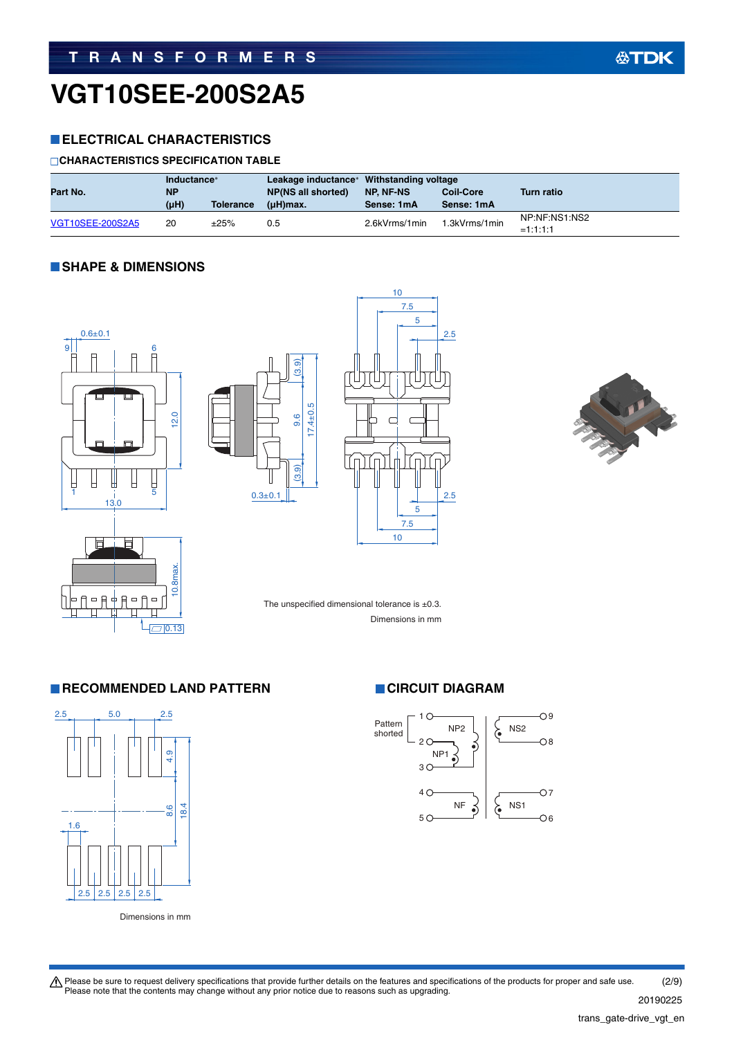# VGT10SEE-200S2A5

## ELECTRICAL CHARACTERISTICS

### CHARACTERISTICS SPECIFICATION TABLE

| Part No. | Inductance* NP (μH) | Tolerance | Leakage inductance* NP(NS all shorted) (μH)max. | Withstanding voltage NP, NF-NS Sense: 1mA | Coil-Core Sense: 1mA | Turn ratio |
|---|---|---|---|---|---|---|
| VGT10SEE-200S2A5 | 20 | ±25% | 0.5 | 2.6kVrms/1min | 1.3kVrms/1min | NP:NF:NS1:NS2 =1:1:1:1 |

## SHAPE & DIMENSIONS

The unspecified dimensional tolerance is ±0.3.

Dimensions in mm

## RECOMMENDED LAND PATTERN

Dimensions in mm

## CIRCUIT DIAGRAM

Please be sure to request delivery specifications that provide further details on the features and specifications of the products for proper and safe use.
Please note that the contents may change without any prior notice due to reasons such as upgrading.

20190225

trans_gate-drive_vgt_en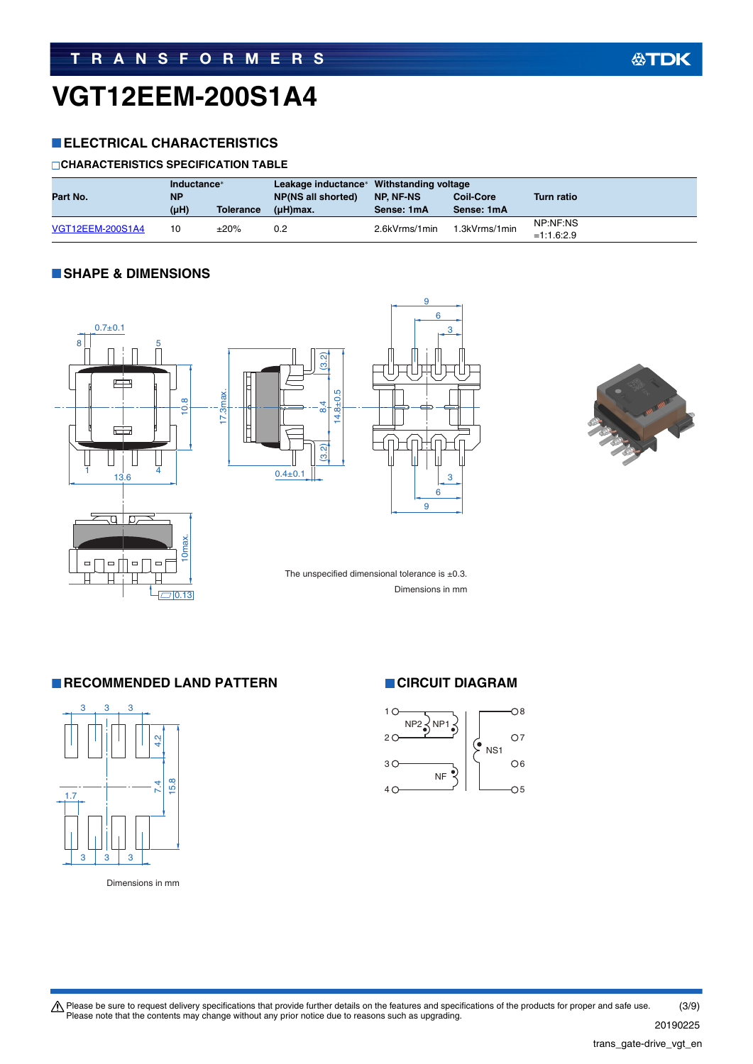# VGT12EEM-200S1A4

## ELECTRICAL CHARACTERISTICS

### CHARACTERISTICS SPECIFICATION TABLE

| Part No. | Inductance* NP (μH) | Tolerance | Leakage inductance* NP(NS all shorted) (μH)max. | Withstanding voltage NP, NF-NS Sense: 1mA | Coil-Core Sense: 1mA | Turn ratio |
|---|---|---|---|---|---|---|
| VGT12EEM-200S1A4 | 10 | ±20% | 0.2 | 2.6kVrms/1min | 1.3kVrms/1min | NP:NF:NS =1:1.6:2.9 |

## SHAPE & DIMENSIONS

The unspecified dimensional tolerance is ±0.3.

Dimensions in mm

## RECOMMENDED LAND PATTERN

Dimensions in mm

## CIRCUIT DIAGRAM

Please be sure to request delivery specifications that provide further details on the features and specifications of the products for proper and safe use.
Please note that the contents may change without any prior notice due to reasons such as upgrading.

20190225

trans_gate-drive_vgt_en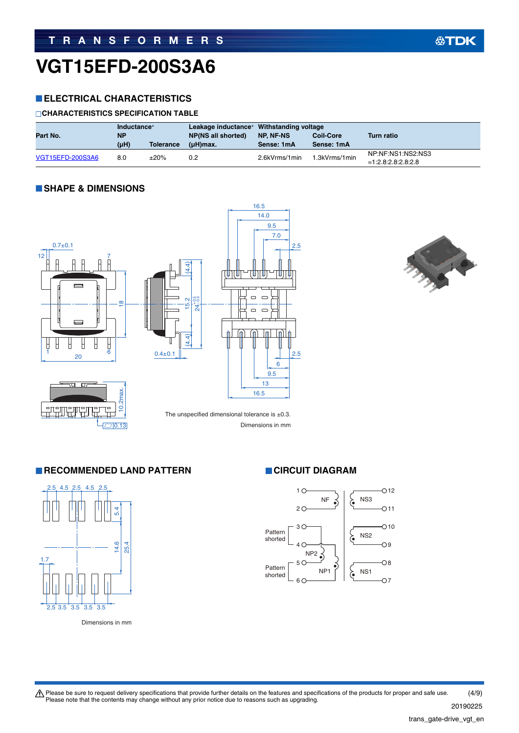# VGT15EFD-200S3A6

## ELECTRICAL CHARACTERISTICS

### CHARACTERISTICS SPECIFICATION TABLE

| Part No. | Inductance* NP (μH) | Tolerance | Leakage inductance* NP(NS all shorted) (μH)max. | Withstanding voltage NP, NF-NS Sense: 1mA | Coil-Core Sense: 1mA | Turn ratio |
|---|---|---|---|---|---|---|
| VGT15EFD-200S3A6 | 8.0 | ±20% | 0.2 | 2.6kVrms/1min | 1.3kVrms/1min | NP:NF:NS1:NS2:NS3 =1:2.8:2.8:2.8:2.8 |

## SHAPE & DIMENSIONS

The unspecified dimensional tolerance is ±0.3.

Dimensions in mm

## RECOMMENDED LAND PATTERN

Dimensions in mm

## CIRCUIT DIAGRAM

Please be sure to request delivery specifications that provide further details on the features and specifications of the products for proper and safe use.
Please note that the contents may change without any prior notice due to reasons such as upgrading.

20190225

trans_gate-drive_vgt_en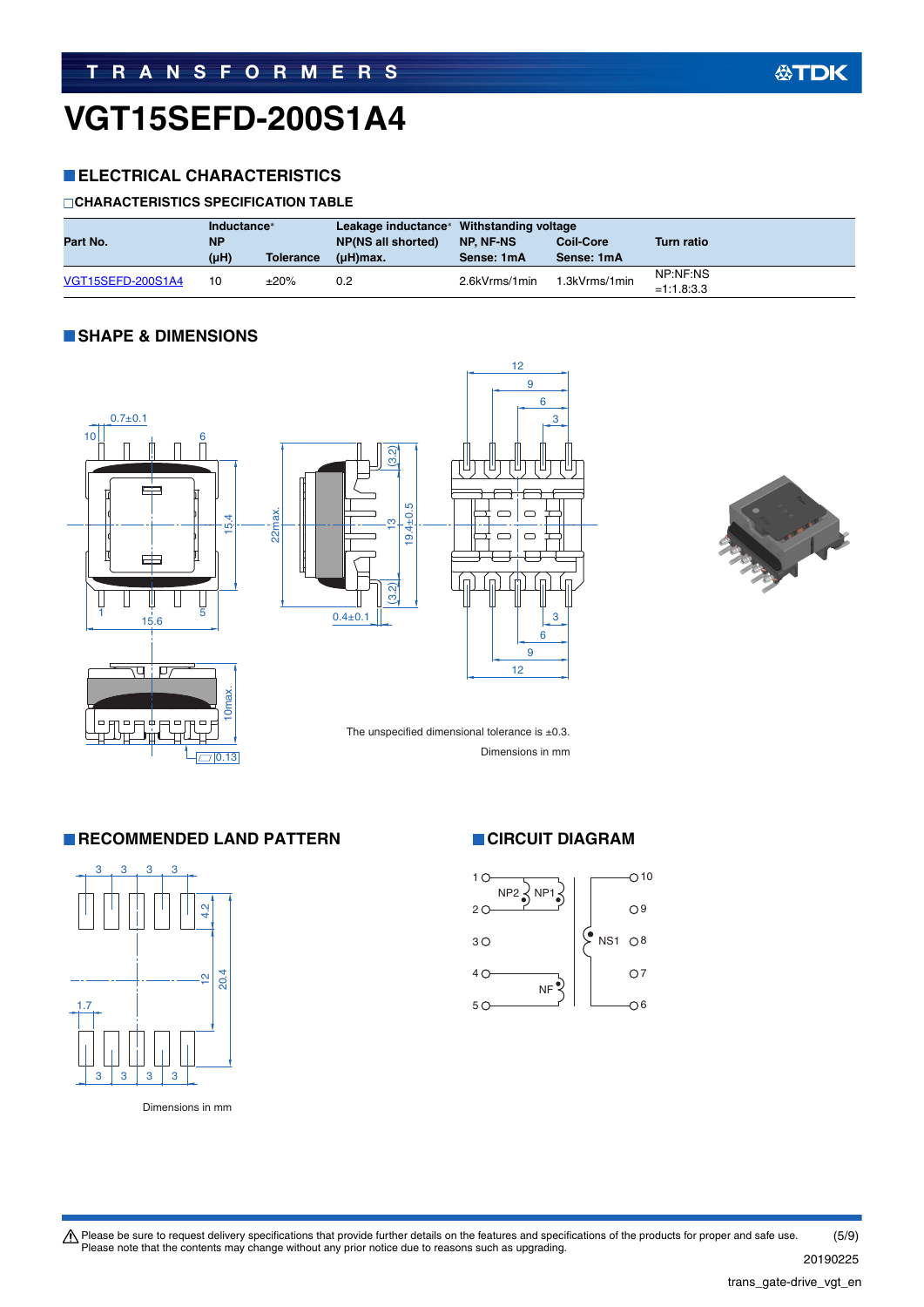# VGT15SEFD-200S1A4

## ELECTRICAL CHARACTERISTICS

### CHARACTERISTICS SPECIFICATION TABLE

| Part No. | Inductance* NP (μH) | Tolerance | Leakage inductance* NP(NS all shorted) (μH)max. | Withstanding voltage NP, NF-NS Sense: 1mA | Coil-Core Sense: 1mA | Turn ratio |
|---|---|---|---|---|---|---|
| VGT15SEFD-200S1A4 | 10 | ±20% | 0.2 | 2.6kVrms/1min | 1.3kVrms/1min | NP:NF:NS =1:1.8:3.3 |

## SHAPE & DIMENSIONS

The unspecified dimensional tolerance is ±0.3.

Dimensions in mm

## RECOMMENDED LAND PATTERN

Dimensions in mm

## CIRCUIT DIAGRAM

⚠ Please be sure to request delivery specifications that provide further details on the features and specifications of the products for proper and safe use.
Please note that the contents may change without any prior notice due to reasons such as upgrading.

20190225

trans_gate-drive_vgt_en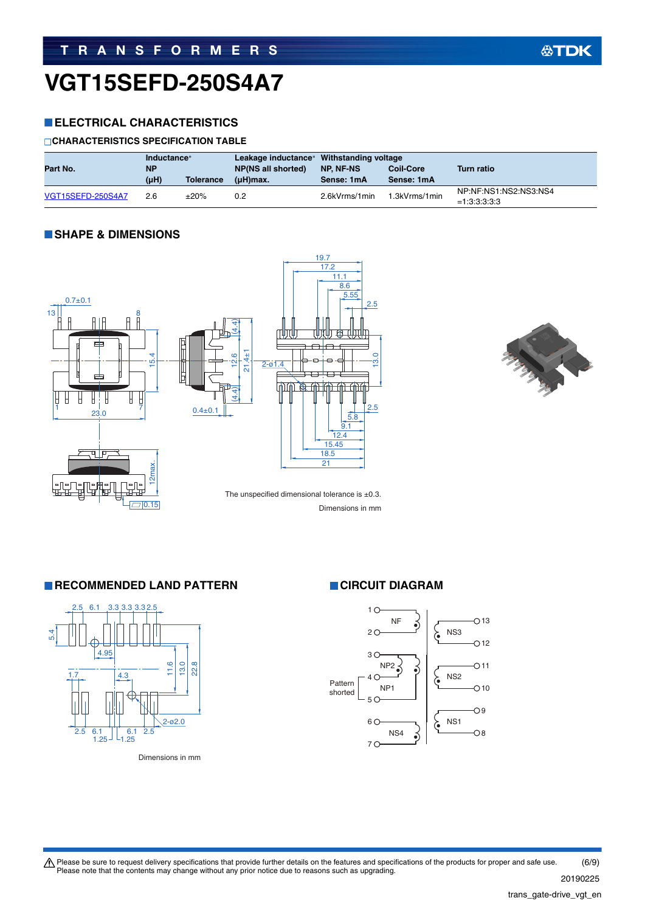# VGT15SEFD-250S4A7

## ELECTRICAL CHARACTERISTICS

### CHARACTERISTICS SPECIFICATION TABLE

| Part No. | Inductance* NP (μH) | Tolerance | Leakage inductance* NP(NS all shorted) (μH)max. | Withstanding voltage NP, NF-NS Sense: 1mA | Coil-Core Sense: 1mA | Turn ratio |
|---|---|---|---|---|---|---|
| VGT15SEFD-250S4A7 | 2.6 | ±20% | 0.2 | 2.6kVrms/1min | 1.3kVrms/1min | NP:NF:NS1:NS2:NS3:NS4 =1:3:3:3:3:3 |

## SHAPE & DIMENSIONS

The unspecified dimensional tolerance is ±0.3.

Dimensions in mm

## RECOMMENDED LAND PATTERN

Dimensions in mm

## CIRCUIT DIAGRAM

Please be sure to request delivery specifications that provide further details on the features and specifications of the products for proper and safe use.
Please note that the contents may change without any prior notice due to reasons such as upgrading.

20190225

trans_gate-drive_vgt_en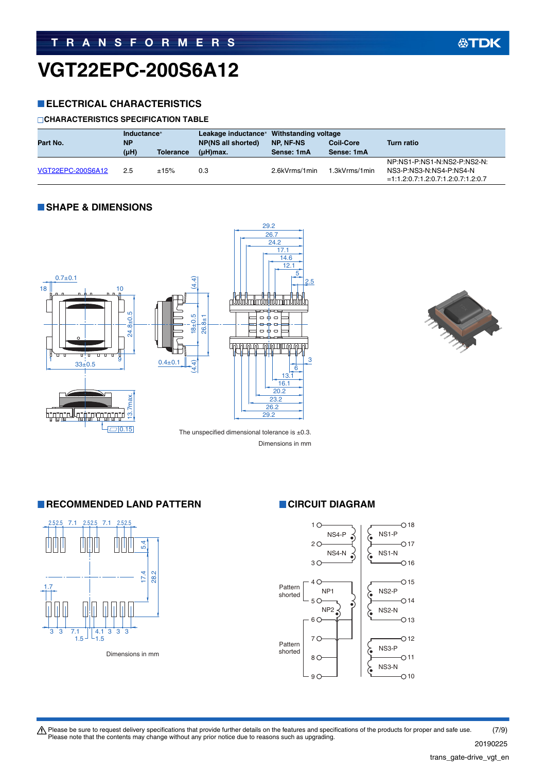# VGT22EPC-200S6A12

## ELECTRICAL CHARACTERISTICS

### CHARACTERISTICS SPECIFICATION TABLE

| Part No. | Inductance* NP (μH) | Tolerance | Leakage inductance* NP(NS all shorted) (μH)max. | Withstanding voltage NP, NF-NS Sense: 1mA | Coil-Core Sense: 1mA | Turn ratio |
|---|---|---|---|---|---|---|
| VGT22EPC-200S6A12 | 2.5 | ±15% | 0.3 | 2.6kVrms/1min | 1.3kVrms/1min | NP:NS1-P:NS1-N:NS2-P:NS2-N:NS3-P:NS3-N:NS4-P:NS4-N =1:1.2:0.7:1.2:0.7:1.2:0.7:1.2:0.7 |

## SHAPE & DIMENSIONS

The unspecified dimensional tolerance is ±0.3.

Dimensions in mm

## RECOMMENDED LAND PATTERN

Dimensions in mm

## CIRCUIT DIAGRAM

Please be sure to request delivery specifications that provide further details on the features and specifications of the products for proper and safe use.
Please note that the contents may change without any prior notice due to reasons such as upgrading.

20190225

trans_gate-drive_vgt_en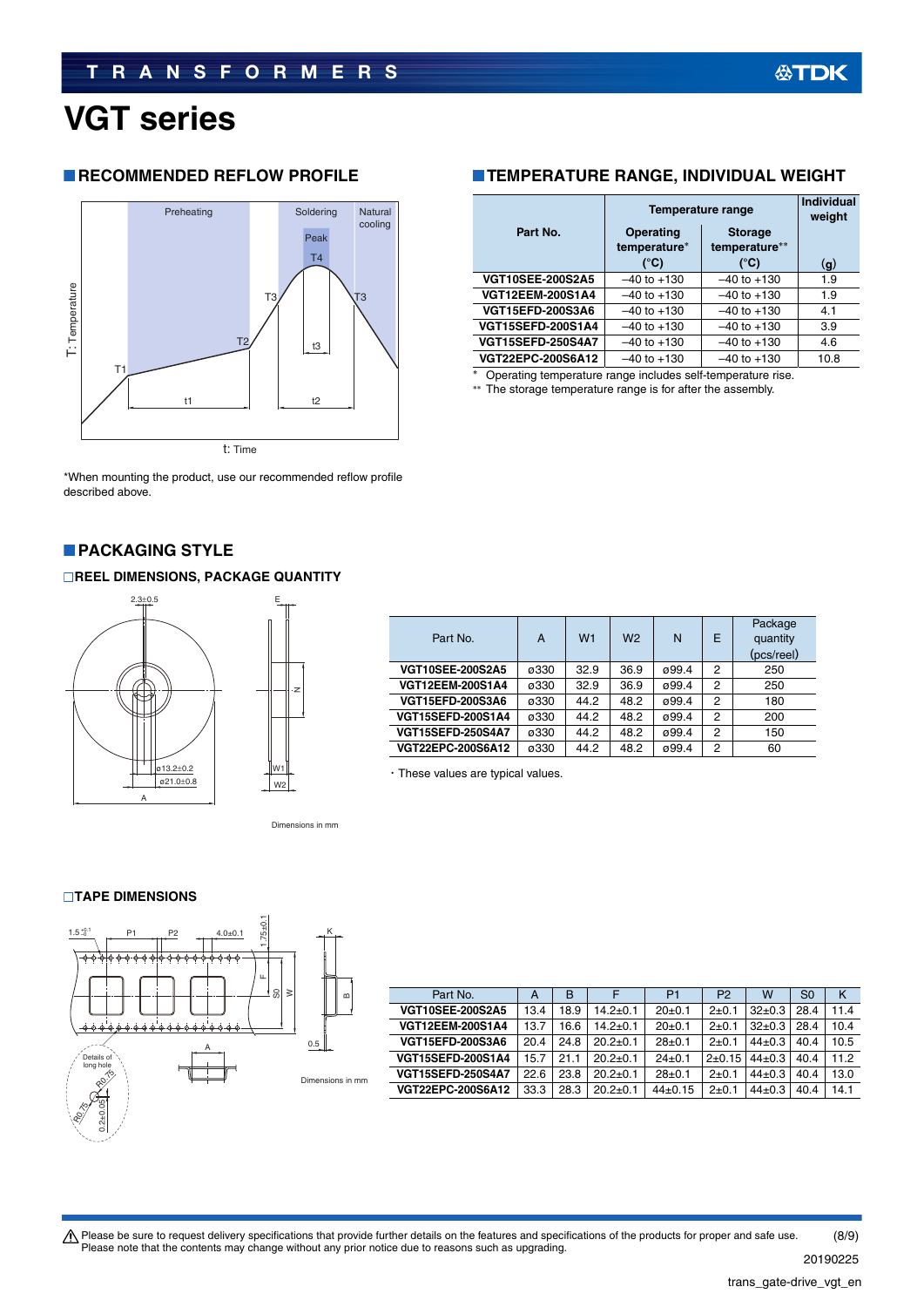# VGT series

## RECOMMENDED REFLOW PROFILE

*When mounting the product, use our recommended reflow profile described above.

## TEMPERATURE RANGE, INDIVIDUAL WEIGHT

| Part No. | Temperature range | | Individual weight |
|---|---|---|---|
| | Operating temperature* (°C) | Storage temperature** (°C) | (g) |
| VGT10SEE-200S2A5 | –40 to +130 | –40 to +130 | 1.9 |
| VGT12EEM-200S1A4 | –40 to +130 | –40 to +130 | 1.9 |
| VGT15EFD-200S3A6 | –40 to +130 | –40 to +130 | 4.1 |
| VGT15SEFD-200S1A4 | –40 to +130 | –40 to +130 | 3.9 |
| VGT15SEFD-250S4A7 | –40 to +130 | –40 to +130 | 4.6 |
| VGT22EPC-200S6A12 | –40 to +130 | –40 to +130 | 10.8 |

* Operating temperature range includes self-temperature rise.

** The storage temperature range is for after the assembly.

## PACKAGING STYLE

### REEL DIMENSIONS, PACKAGE QUANTITY

Dimensions in mm

| Part No. | A | W1 | W2 | N | E | Package quantity (pcs/reel) |
|---|---|---|---|---|---|---|
| VGT10SEE-200S2A5 | ø330 | 32.9 | 36.9 | ø99.4 | 2 | 250 |
| VGT12EEM-200S1A4 | ø330 | 32.9 | 36.9 | ø99.4 | 2 | 250 |
| VGT15EFD-200S3A6 | ø330 | 44.2 | 48.2 | ø99.4 | 2 | 180 |
| VGT15SEFD-200S1A4 | ø330 | 44.2 | 48.2 | ø99.4 | 2 | 200 |
| VGT15SEFD-250S4A7 | ø330 | 44.2 | 48.2 | ø99.4 | 2 | 150 |
| VGT22EPC-200S6A12 | ø330 | 44.2 | 48.2 | ø99.4 | 2 | 60 |

・These values are typical values.

### TAPE DIMENSIONS

Dimensions in mm

| Part No. | A | B | F | P1 | P2 | W | S0 | K |
|---|---|---|---|---|---|---|---|---|
| VGT10SEE-200S2A5 | 13.4 | 18.9 | 14.2±0.1 | 20±0.1 | 2±0.1 | 32±0.3 | 28.4 | 11.4 |
| VGT12EEM-200S1A4 | 13.7 | 16.6 | 14.2±0.1 | 20±0.1 | 2±0.1 | 32±0.3 | 28.4 | 10.4 |
| VGT15EFD-200S3A6 | 20.4 | 24.8 | 20.2±0.1 | 28±0.1 | 2±0.1 | 44±0.3 | 40.4 | 10.5 |
| VGT15SEFD-200S1A4 | 15.7 | 21.1 | 20.2±0.1 | 24±0.1 | 2±0.15 | 44±0.3 | 40.4 | 11.2 |
| VGT15SEFD-250S4A7 | 22.6 | 23.8 | 20.2±0.1 | 28±0.1 | 2±0.1 | 44±0.3 | 40.4 | 13.0 |
| VGT22EPC-200S6A12 | 33.3 | 28.3 | 20.2±0.1 | 44±0.15 | 2±0.1 | 44±0.3 | 40.4 | 14.1 |

Please be sure to request delivery specifications that provide further details on the features and specifications of the products for proper and safe use. Please note that the contents may change without any prior notice due to reasons such as upgrading.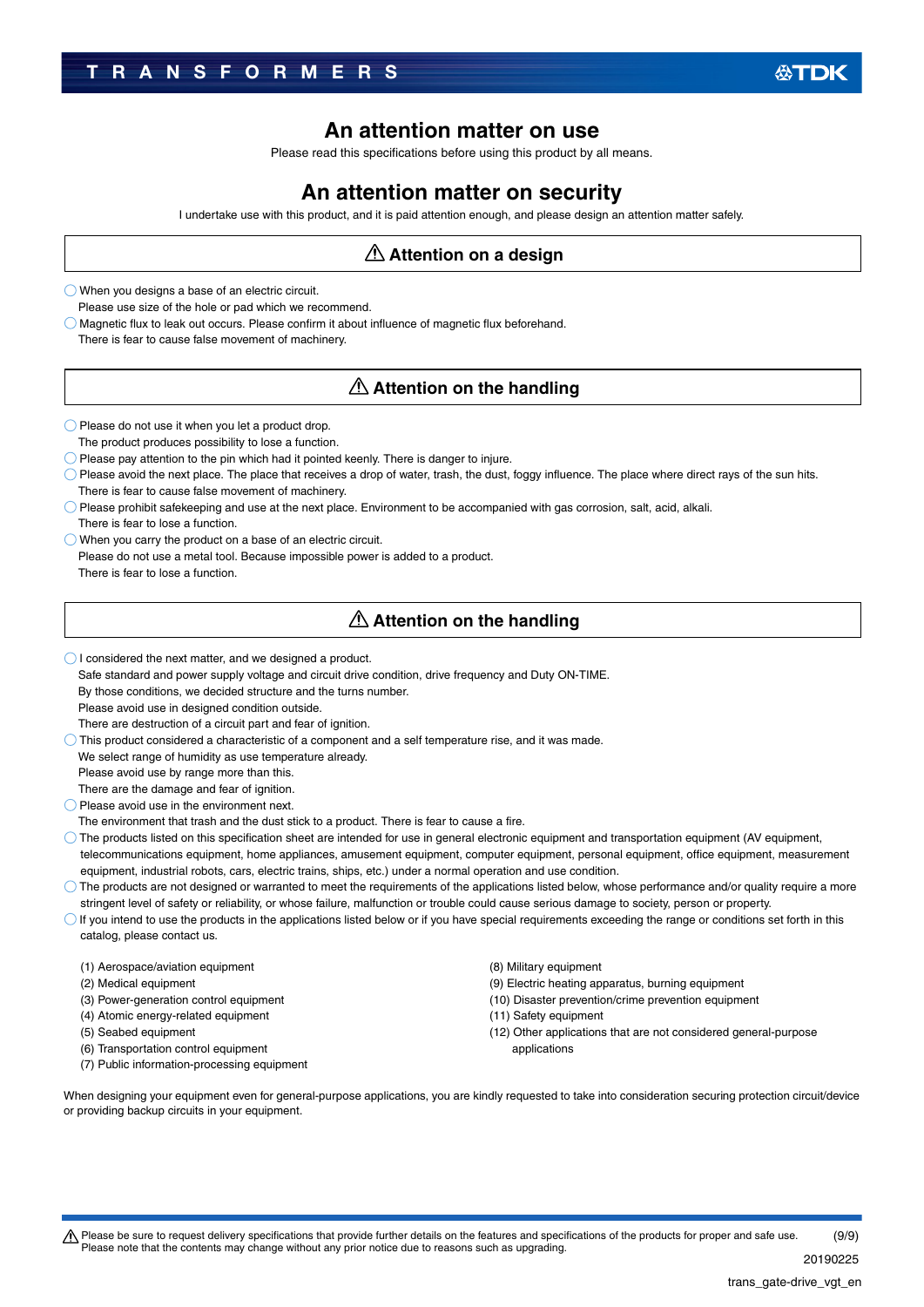# An attention matter on use

Please read this specifications before using this product by all means.

# An attention matter on security

I undertake use with this product, and it is paid attention enough, and please design an attention matter safely.

## ⚠ Attention on a design

- When you designs a base of an electric circuit.
  Please use size of the hole or pad which we recommend.
- Magnetic flux to leak out occurs. Please confirm it about influence of magnetic flux beforehand.
  There is fear to cause false movement of machinery.

## ⚠ Attention on the handling

- Please do not use it when you let a product drop.
  The product produces possibility to lose a function.
- Please pay attention to the pin which had it pointed keenly. There is danger to injure.
- Please avoid the next place. The place that receives a drop of water, trash, the dust, foggy influence. The place where direct rays of the sun hits.
  There is fear to cause false movement of machinery.
- Please prohibit safekeeping and use at the next place. Environment to be accompanied with gas corrosion, salt, acid, alkali.
  There is fear to lose a function.
- When you carry the product on a base of an electric circuit.
  Please do not use a metal tool. Because impossible power is added to a product.
  There is fear to lose a function.

## ⚠ Attention on the handling

- I considered the next matter, and we designed a product.
  Safe standard and power supply voltage and circuit drive condition, drive frequency and Duty ON-TIME.
  By those conditions, we decided structure and the turns number.
  Please avoid use in designed condition outside.
  There are destruction of a circuit part and fear of ignition.
- This product considered a characteristic of a component and a self temperature rise, and it was made.
  We select range of humidity as use temperature already.
  Please avoid use by range more than this.
  There are the damage and fear of ignition.
- Please avoid use in the environment next.
  The environment that trash and the dust stick to a product. There is fear to cause a fire.
- The products listed on this specification sheet are intended for use in general electronic equipment and transportation equipment (AV equipment, telecommunications equipment, home appliances, amusement equipment, computer equipment, personal equipment, office equipment, measurement equipment, industrial robots, cars, electric trains, ships, etc.) under a normal operation and use condition.
- The products are not designed or warranted to meet the requirements of the applications listed below, whose performance and/or quality require a more stringent level of safety or reliability, or whose failure, malfunction or trouble could cause serious damage to society, person or property.
- If you intend to use the products in the applications listed below or if you have special requirements exceeding the range or conditions set forth in this catalog, please contact us.

(1) Aerospace/aviation equipment
(2) Medical equipment
(3) Power-generation control equipment
(4) Atomic energy-related equipment
(5) Seabed equipment
(6) Transportation control equipment
(7) Public information-processing equipment
(8) Military equipment
(9) Electric heating apparatus, burning equipment
(10) Disaster prevention/crime prevention equipment
(11) Safety equipment
(12) Other applications that are not considered general-purpose applications

When designing your equipment even for general-purpose applications, you are kindly requested to take into consideration securing protection circuit/device or providing backup circuits in your equipment.

⚠ Please be sure to request delivery specifications that provide further details on the features and specifications of the products for proper and safe use.
Please note that the contents may change without any prior notice due to reasons such as upgrading.

20190225

trans_gate-drive_vgt_en